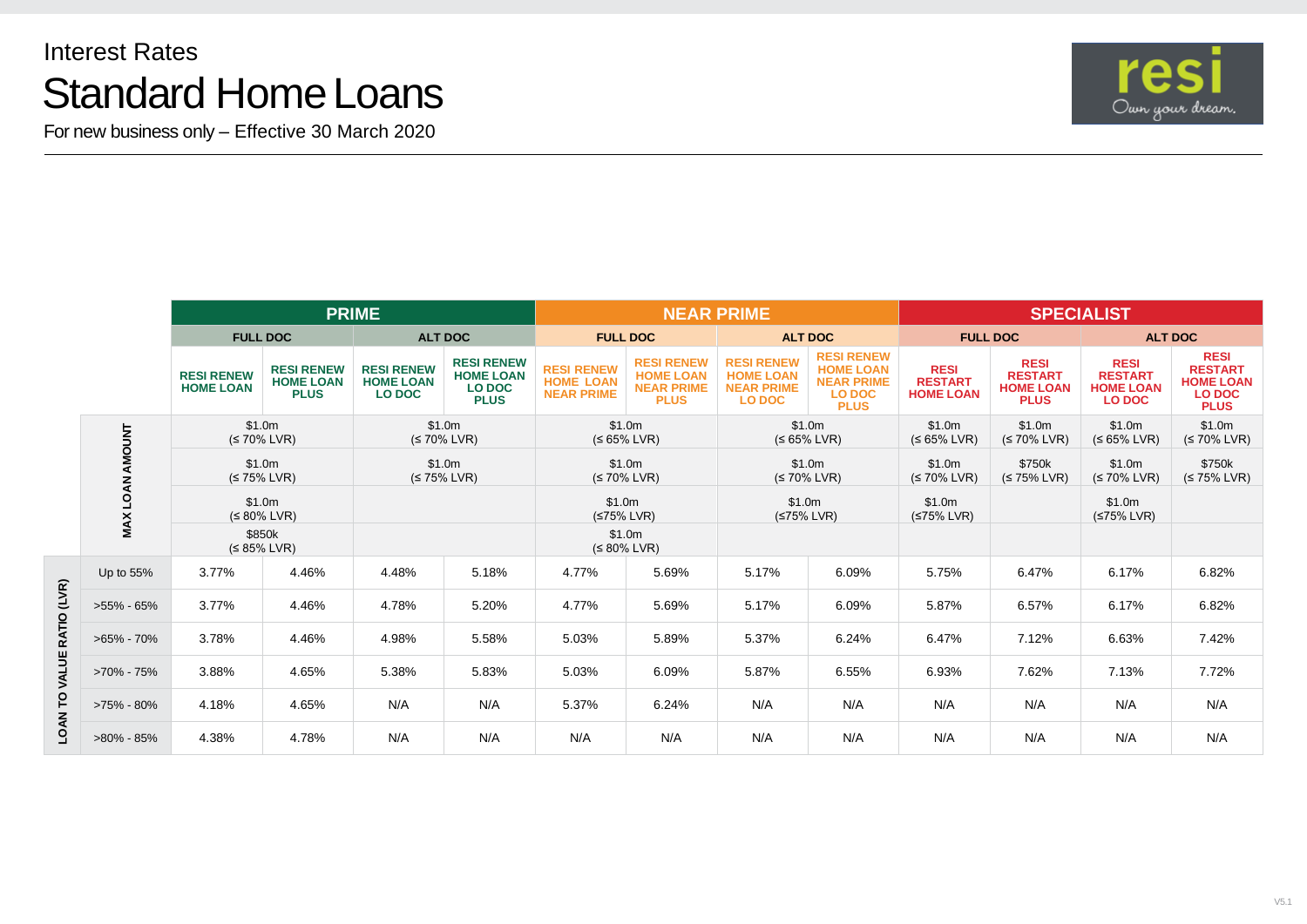Interest Rates

# Standard Home Loans

For new business only – Effective 30 March 2020

| | | PRIME | | | | NEAR PRIME | | | | SPECIALIST | | | |
|---|---|---|---|---|---|---|---|---|---|---|---|---|---|
| | | FULL DOC | | ALT DOC | | FULL DOC | | ALT DOC | | FULL DOC | | ALT DOC | |
| | | RESI RENEW HOME LOAN | RESI RENEW HOME LOAN PLUS | RESI RENEW HOME LOAN LO DOC | RESI RENEW HOME LOAN LO DOC PLUS | RESI RENEW HOME LOAN NEAR PRIME | RESI RENEW HOME LOAN NEAR PRIME PLUS | RESI RENEW HOME LOAN NEAR PRIME LO DOC | RESI RENEW HOME LOAN NEAR PRIME LO DOC PLUS | RESI RESTART HOME LOAN | RESI RESTART HOME LOAN PLUS | RESI RESTART HOME LOAN LO DOC | RESI RESTART HOME LOAN LO DOC PLUS |
| MAX LOAN AMOUNT | | $1.0m (≤ 70% LVR) | | $1.0m (≤ 70% LVR) | | $1.0m (≤ 65% LVR) | | $1.0m (≤ 65% LVR) | | $1.0m (≤ 65% LVR) | $1.0m (≤ 70% LVR) | $1.0m (≤ 65% LVR) | $1.0m (≤ 70% LVR) |
| | | $1.0m (≤ 75% LVR) | | $1.0m (≤ 75% LVR) | | $1.0m (≤ 70% LVR) | | $1.0m (≤ 70% LVR) | | $1.0m (≤ 70% LVR) | $750k (≤ 75% LVR) | $1.0m (≤ 70% LVR) | $750k (≤ 75% LVR) |
| | | $1.0m (≤ 80% LVR) | | | | $1.0m (≤75% LVR) | | $1.0m (≤75% LVR) | | $1.0m (≤75% LVR) | | $1.0m (≤75% LVR) | |
| | | $850k (≤ 85% LVR) | | | | $1.0m (≤ 80% LVR) | | | | | | | |
| LOAN TO VALUE RATIO (LVR) | Up to 55% | 3.77% | 4.46% | 4.48% | 5.18% | 4.77% | 5.69% | 5.17% | 6.09% | 5.75% | 6.47% | 6.17% | 6.82% |
| | >55% - 65% | 3.77% | 4.46% | 4.78% | 5.20% | 4.77% | 5.69% | 5.17% | 6.09% | 5.87% | 6.57% | 6.17% | 6.82% |
| | >65% - 70% | 3.78% | 4.46% | 4.98% | 5.58% | 5.03% | 5.89% | 5.37% | 6.24% | 6.47% | 7.12% | 6.63% | 7.42% |
| | >70% - 75% | 3.88% | 4.65% | 5.38% | 5.83% | 5.03% | 6.09% | 5.87% | 6.55% | 6.93% | 7.62% | 7.13% | 7.72% |
| | >75% - 80% | 4.18% | 4.65% | N/A | N/A | 5.37% | 6.24% | N/A | N/A | N/A | N/A | N/A | N/A |
| | >80% - 85% | 4.38% | 4.78% | N/A | N/A | N/A | N/A | N/A | N/A | N/A | N/A | N/A | N/A |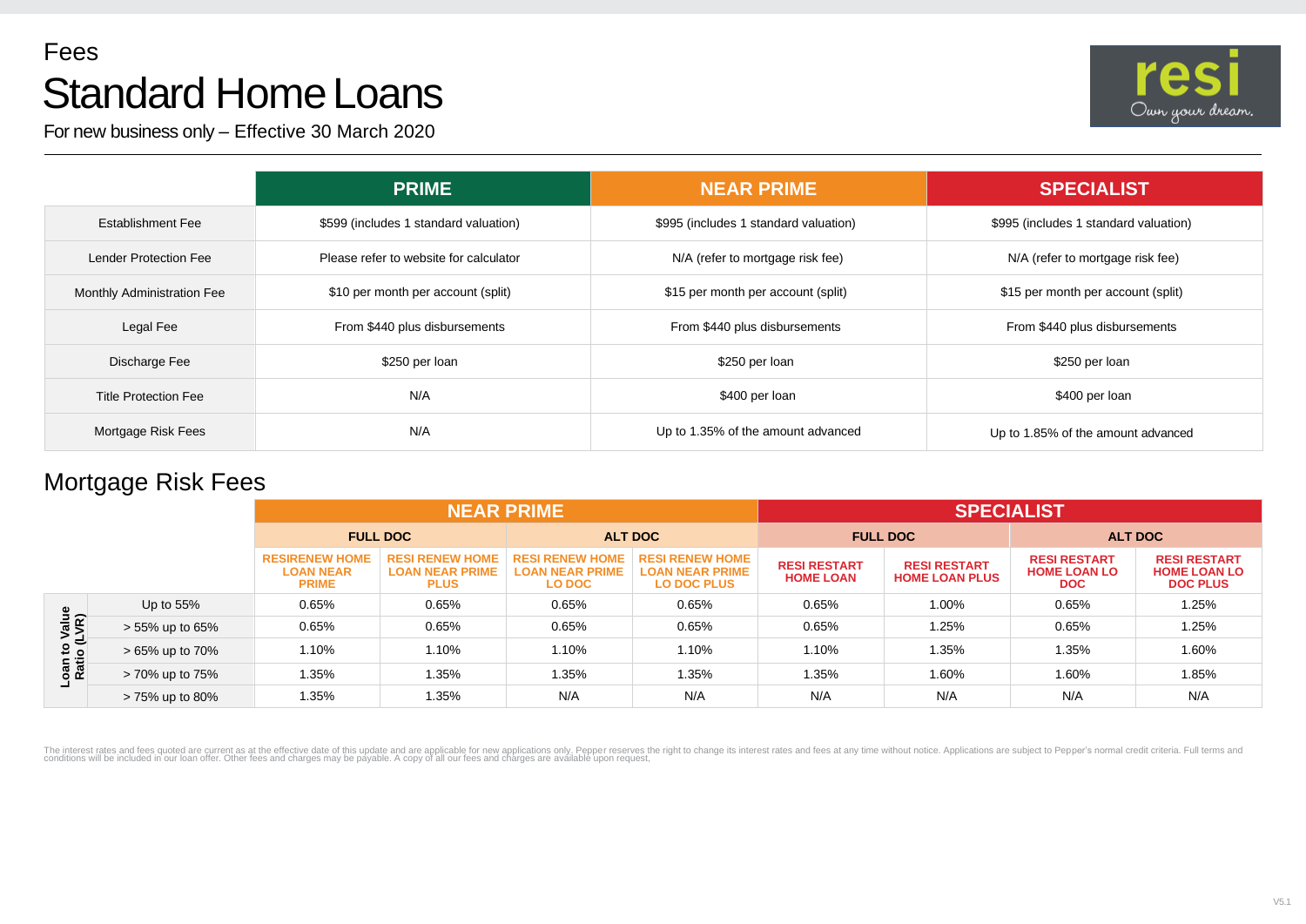Fees

# Standard Home Loans

For new business only – Effective 30 March 2020

resi
Own your dream.

| | PRIME | NEAR PRIME | SPECIALIST |
|---|---|---|---|
| Establishment Fee | $599 (includes 1 standard valuation) | $995 (includes 1 standard valuation) | $995 (includes 1 standard valuation) |
| Lender Protection Fee | Please refer to website for calculator | N/A (refer to mortgage risk fee) | N/A (refer to mortgage risk fee) |
| Monthly Administration Fee | $10 per month per account (split) | $15 per month per account (split) | $15 per month per account (split) |
| Legal Fee | From $440 plus disbursements | From $440 plus disbursements | From $440 plus disbursements |
| Discharge Fee | $250 per loan | $250 per loan | $250 per loan |
| Title Protection Fee | N/A | $400 per loan | $400 per loan |
| Mortgage Risk Fees | N/A | Up to 1.35% of the amount advanced | Up to 1.85% of the amount advanced |

## Mortgage Risk Fees

| | | NEAR PRIME | | | | SPECIALIST | | | |
|---|---|---|---|---|---|---|---|---|---|
| | | FULL DOC | | ALT DOC | | FULL DOC | | ALT DOC | |
| | | RESIRENEW HOME LOAN NEAR PRIME | RESI RENEW HOME LOAN NEAR PRIME PLUS | RESI RENEW HOME LOAN NEAR PRIME LO DOC | RESI RENEW HOME LOAN NEAR PRIME LO DOC PLUS | RESI RESTART HOME LOAN | RESI RESTART HOME LOAN PLUS | RESI RESTART HOME LOAN LO DOC | RESI RESTART HOME LOAN LO DOC PLUS |
| Loan to Value Ratio (LVR) | Up to 55% | 0.65% | 0.65% | 0.65% | 0.65% | 0.65% | 1.00% | 0.65% | 1.25% |
| | > 55% up to 65% | 0.65% | 0.65% | 0.65% | 0.65% | 0.65% | 1.25% | 0.65% | 1.25% |
| | > 65% up to 70% | 1.10% | 1.10% | 1.10% | 1.10% | 1.10% | 1.35% | 1.35% | 1.60% |
| | > 70% up to 75% | 1.35% | 1.35% | 1.35% | 1.35% | 1.35% | 1.60% | 1.60% | 1.85% |
| | > 75% up to 80% | 1.35% | 1.35% | N/A | N/A | N/A | N/A | N/A | N/A |

The interest rates and fees quoted are current as at the effective date of this update and are applicable for new applications only. Pepper reserves the right to change its interest rates and fees at any time without notice. Applications are subject to Pepper's normal credit criteria. Full terms and conditions will be included in our loan offer. Other fees and charges may be payable. A copy of all our fees and charges are available upon request.

V5.1